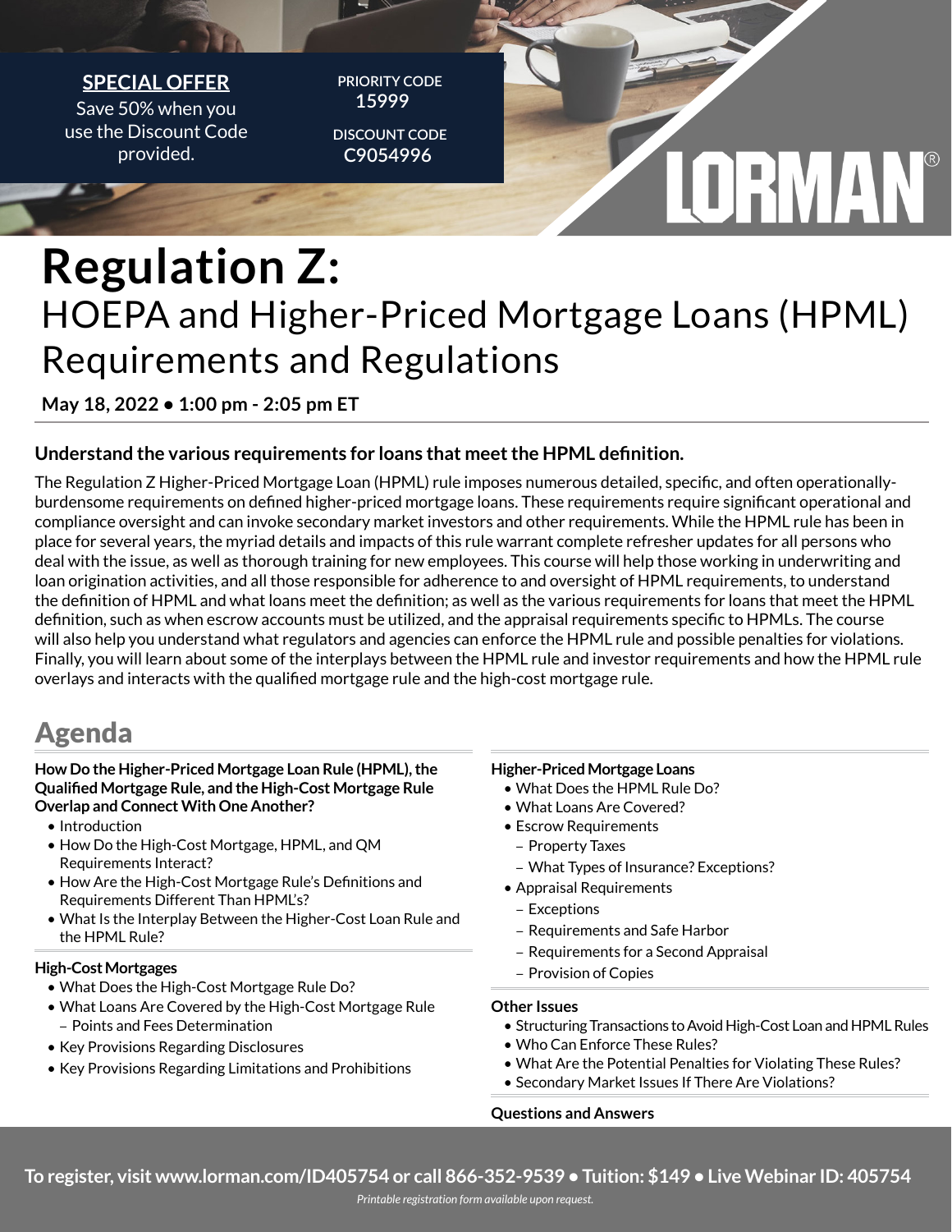**SPECIAL OFFER**

Save 50% when you use the Discount Code provided.

PRIORITY CODE
15999

DISCOUNT CODE
C9054996

LORMAN®

# Regulation Z:
## HOEPA and Higher-Priced Mortgage Loans (HPML) Requirements and Regulations

**May 18, 2022 • 1:00 pm - 2:05 pm ET**

**Understand the various requirements for loans that meet the HPML definition.**

The Regulation Z Higher-Priced Mortgage Loan (HPML) rule imposes numerous detailed, specific, and often operationally-burdensome requirements on defined higher-priced mortgage loans. These requirements require significant operational and compliance oversight and can invoke secondary market investors and other requirements. While the HPML rule has been in place for several years, the myriad details and impacts of this rule warrant complete refresher updates for all persons who deal with the issue, as well as thorough training for new employees. This course will help those working in underwriting and loan origination activities, and all those responsible for adherence to and oversight of HPML requirements, to understand the definition of HPML and what loans meet the definition; as well as the various requirements for loans that meet the HPML definition, such as when escrow accounts must be utilized, and the appraisal requirements specific to HPMLs. The course will also help you understand what regulators and agencies can enforce the HPML rule and possible penalties for violations. Finally, you will learn about some of the interplays between the HPML rule and investor requirements and how the HPML rule overlays and interacts with the qualified mortgage rule and the high-cost mortgage rule.

## Agenda

**How Do the Higher-Priced Mortgage Loan Rule (HPML), the Qualified Mortgage Rule, and the High-Cost Mortgage Rule Overlap and Connect With One Another?**

- Introduction
- How Do the High-Cost Mortgage, HPML, and QM Requirements Interact?
- How Are the High-Cost Mortgage Rule's Definitions and Requirements Different Than HPML's?
- What Is the Interplay Between the Higher-Cost Loan Rule and the HPML Rule?

**High-Cost Mortgages**

- What Does the High-Cost Mortgage Rule Do?
- What Loans Are Covered by the High-Cost Mortgage Rule
  - Points and Fees Determination
- Key Provisions Regarding Disclosures
- Key Provisions Regarding Limitations and Prohibitions

**Higher-Priced Mortgage Loans**

- What Does the HPML Rule Do?
- What Loans Are Covered?
- Escrow Requirements
  - Property Taxes
  - What Types of Insurance? Exceptions?
- Appraisal Requirements
  - Exceptions
  - Requirements and Safe Harbor
  - Requirements for a Second Appraisal
  - Provision of Copies

**Other Issues**

- Structuring Transactions to Avoid High-Cost Loan and HPML Rules
- Who Can Enforce These Rules?
- What Are the Potential Penalties for Violating These Rules?
- Secondary Market Issues If There Are Violations?

**Questions and Answers**

**To register, visit www.lorman.com/ID405754 or call 866-352-9539 • Tuition: $149 • Live Webinar ID: 405754**

*Printable registration form available upon request.*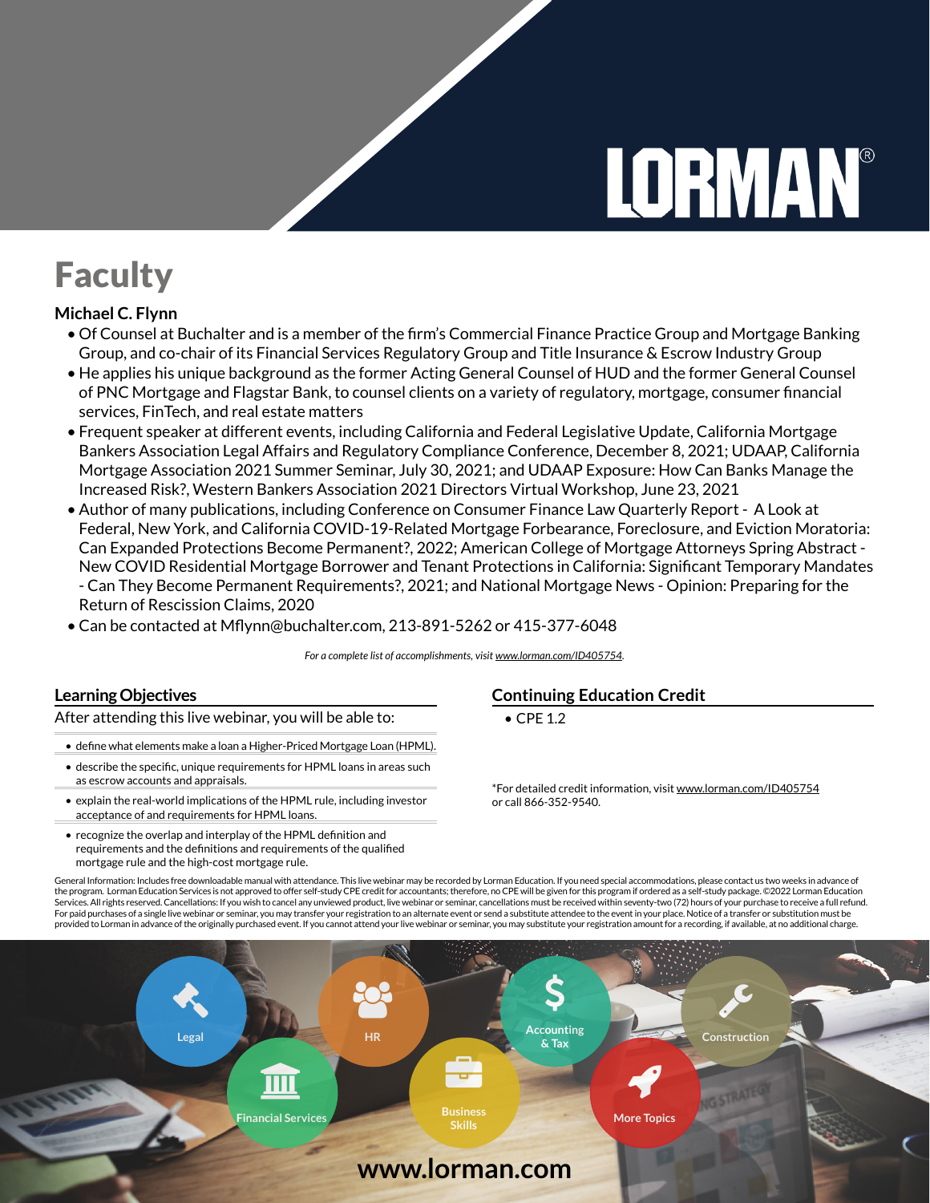LORMAN®

# Faculty

**Michael C. Flynn**

- Of Counsel at Buchalter and is a member of the firm's Commercial Finance Practice Group and Mortgage Banking Group, and co-chair of its Financial Services Regulatory Group and Title Insurance & Escrow Industry Group
- He applies his unique background as the former Acting General Counsel of HUD and the former General Counsel of PNC Mortgage and Flagstar Bank, to counsel clients on a variety of regulatory, mortgage, consumer financial services, FinTech, and real estate matters
- Frequent speaker at different events, including California and Federal Legislative Update, California Mortgage Bankers Association Legal Affairs and Regulatory Compliance Conference, December 8, 2021; UDAAP, California Mortgage Association 2021 Summer Seminar, July 30, 2021; and UDAAP Exposure: How Can Banks Manage the Increased Risk?, Western Bankers Association 2021 Directors Virtual Workshop, June 23, 2021
- Author of many publications, including Conference on Consumer Finance Law Quarterly Report - A Look at Federal, New York, and California COVID-19-Related Mortgage Forbearance, Foreclosure, and Eviction Moratoria: Can Expanded Protections Become Permanent?, 2022; American College of Mortgage Attorneys Spring Abstract - New COVID Residential Mortgage Borrower and Tenant Protections in California: Significant Temporary Mandates - Can They Become Permanent Requirements?, 2021; and National Mortgage News - Opinion: Preparing for the Return of Rescission Claims, 2020
- Can be contacted at Mflynn@buchalter.com, 213-891-5262 or 415-377-6048

*For a complete list of accomplishments, visit www.lorman.com/ID405754.*

## Learning Objectives

After attending this live webinar, you will be able to:

- define what elements make a loan a Higher-Priced Mortgage Loan (HPML).
- describe the specific, unique requirements for HPML loans in areas such as escrow accounts and appraisals.
- explain the real-world implications of the HPML rule, including investor acceptance of and requirements for HPML loans.
- recognize the overlap and interplay of the HPML definition and requirements and the definitions and requirements of the qualified mortgage rule and the high-cost mortgage rule.

## Continuing Education Credit

- CPE 1.2

*For detailed credit information, visit www.lorman.com/ID405754 or call 866-352-9540.

General Information: Includes free downloadable manual with attendance. This live webinar may be recorded by Lorman Education. If you need special accommodations, please contact us two weeks in advance of the program. Lorman Education Services is not approved to offer self-study CPE credit for accountants; therefore, no CPE will be given for this program if ordered as a self-study package. ©2022 Lorman Education Services. All rights reserved. Cancellations: If you wish to cancel any unviewed product, live webinar or seminar, cancellations must be received within seventy-two (72) hours of your purchase to receive a full refund. For paid purchases of a single live webinar or seminar, you may transfer your registration to an alternate event or send a substitute attendee to the event in your place. Notice of a transfer or substitution must be provided to Lorman in advance of the originally purchased event. If you cannot attend your live webinar or seminar, you may substitute your registration amount for a recording, if available, at no additional charge.

Legal | HR | Accounting & Tax | Construction | Financial Services | Business Skills | More Topics

**www.lorman.com**